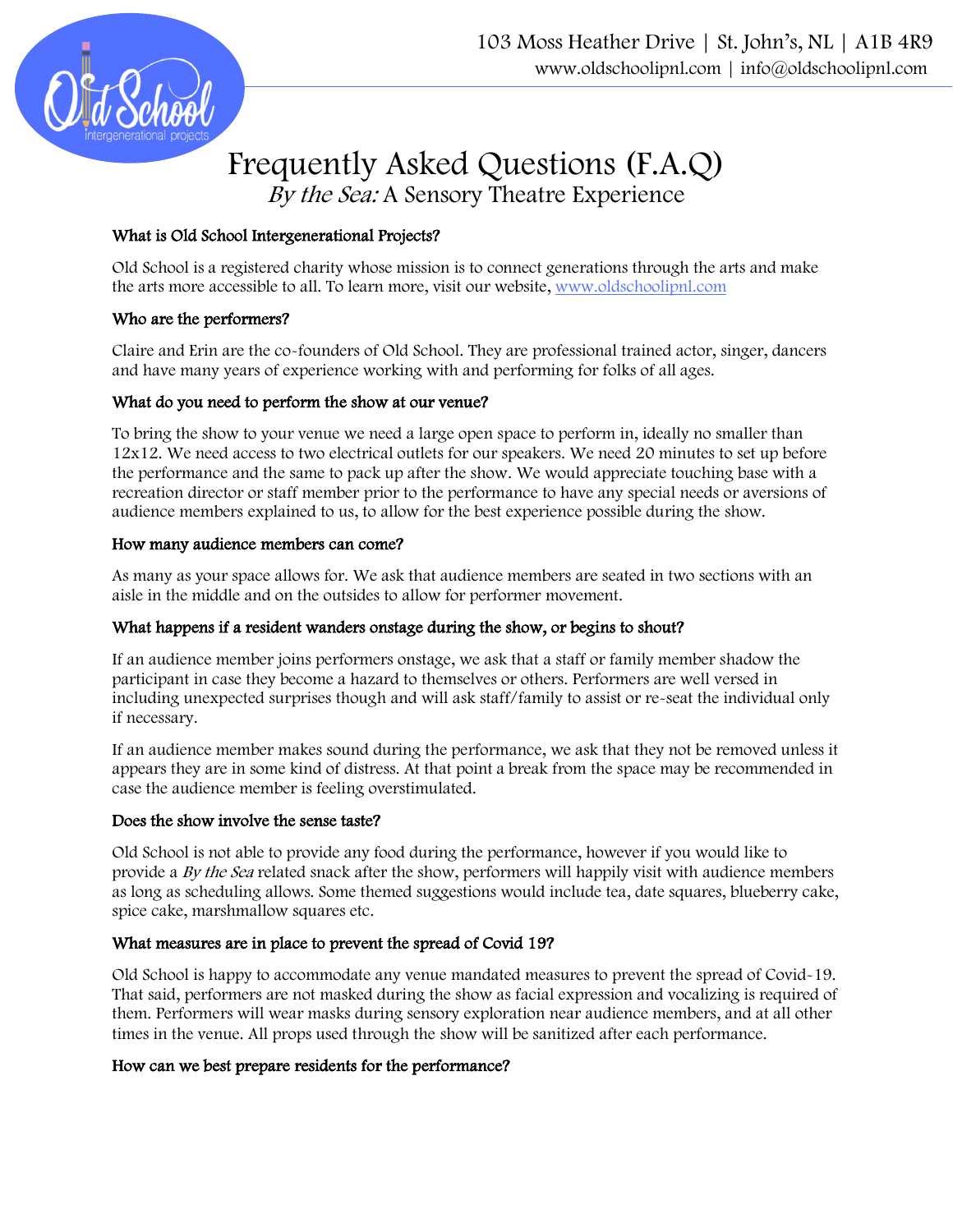103 Moss Heather Drive | St. John's, NL | A1B 4R9
www.oldschoolipnl.com | info@oldschoolipnl.com

# Frequently Asked Questions (F.A.Q)

## *By the Sea:* A Sensory Theatre Experience

### What is Old School Intergenerational Projects?

Old School is a registered charity whose mission is to connect generations through the arts and make the arts more accessible to all. To learn more, visit our website, www.oldschoolipnl.com

### Who are the performers?

Claire and Erin are the co-founders of Old School. They are professional trained actor, singer, dancers and have many years of experience working with and performing for folks of all ages.

### What do you need to perform the show at our venue?

To bring the show to your venue we need a large open space to perform in, ideally no smaller than 12x12. We need access to two electrical outlets for our speakers. We need 20 minutes to set up before the performance and the same to pack up after the show. We would appreciate touching base with a recreation director or staff member prior to the performance to have any special needs or aversions of audience members explained to us, to allow for the best experience possible during the show.

### How many audience members can come?

As many as your space allows for. We ask that audience members are seated in two sections with an aisle in the middle and on the outsides to allow for performer movement.

### What happens if a resident wanders onstage during the show, or begins to shout?

If an audience member joins performers onstage, we ask that a staff or family member shadow the participant in case they become a hazard to themselves or others. Performers are well versed in including unexpected surprises though and will ask staff/family to assist or re-seat the individual only if necessary.

If an audience member makes sound during the performance, we ask that they not be removed unless it appears they are in some kind of distress. At that point a break from the space may be recommended in case the audience member is feeling overstimulated.

### Does the show involve the sense taste?

Old School is not able to provide any food during the performance, however if you would like to provide a *By the Sea* related snack after the show, performers will happily visit with audience members as long as scheduling allows. Some themed suggestions would include tea, date squares, blueberry cake, spice cake, marshmallow squares etc.

### What measures are in place to prevent the spread of Covid 19?

Old School is happy to accommodate any venue mandated measures to prevent the spread of Covid-19. That said, performers are not masked during the show as facial expression and vocalizing is required of them. Performers will wear masks during sensory exploration near audience members, and at all other times in the venue. All props used through the show will be sanitized after each performance.

### How can we best prepare residents for the performance?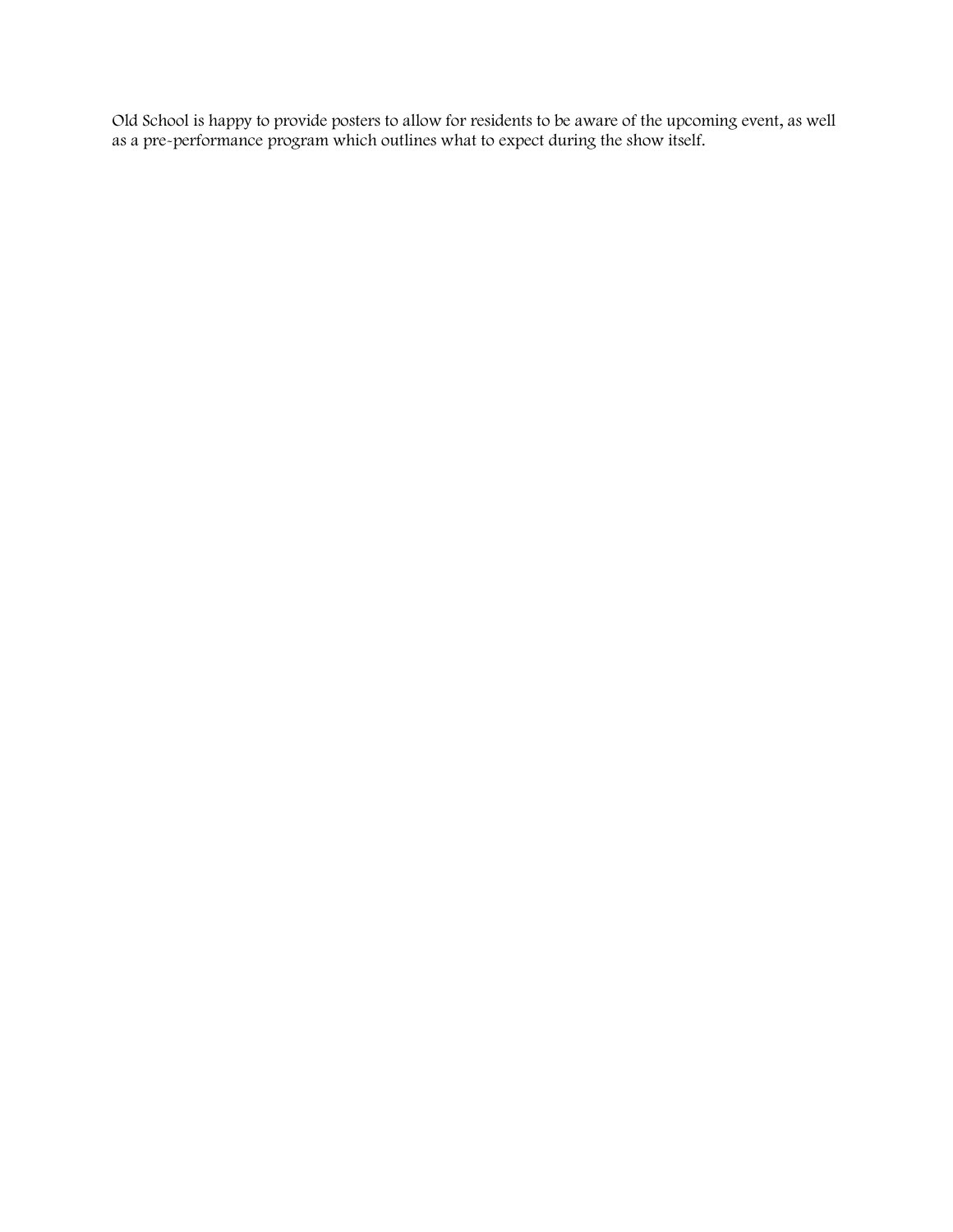Old School is happy to provide posters to allow for residents to be aware of the upcoming event, as well as a pre-performance program which outlines what to expect during the show itself.